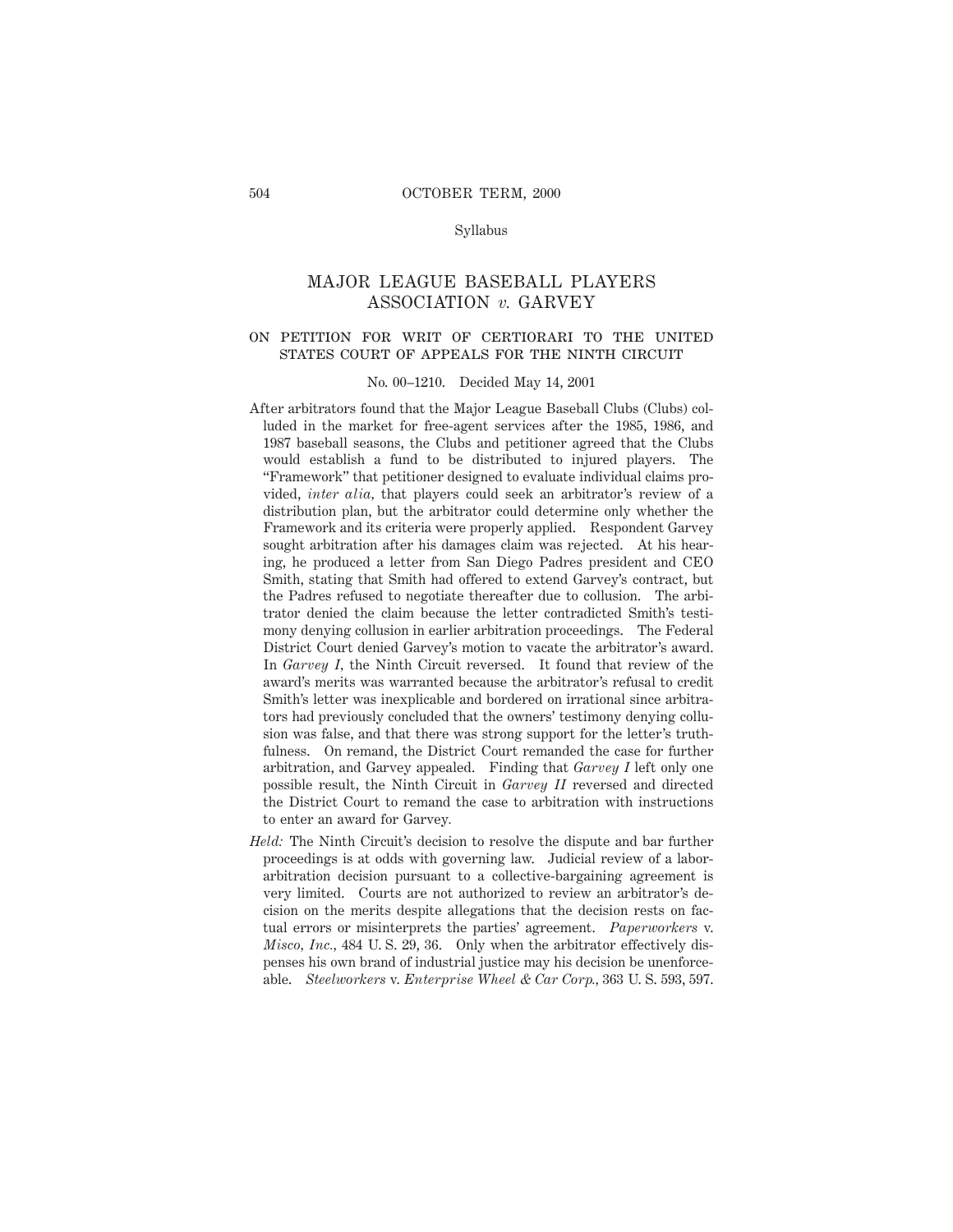Syllabus

# MAJOR LEAGUE BASEBALL PLAYERS ASSOCIATION *v.* GARVEY

## ON PETITION FOR WRIT OF CERTIORARI TO THE UNITED STATES COURT OF APPEALS FOR THE NINTH CIRCUIT

No. 00–1210. Decided May 14, 2001

After arbitrators found that the Major League Baseball Clubs (Clubs) colluded in the market for free-agent services after the 1985, 1986, and 1987 baseball seasons, the Clubs and petitioner agreed that the Clubs would establish a fund to be distributed to injured players. The "Framework" that petitioner designed to evaluate individual claims provided, *inter alia,* that players could seek an arbitrator's review of a distribution plan, but the arbitrator could determine only whether the Framework and its criteria were properly applied. Respondent Garvey sought arbitration after his damages claim was rejected. At his hearing, he produced a letter from San Diego Padres president and CEO Smith, stating that Smith had offered to extend Garvey's contract, but the Padres refused to negotiate thereafter due to collusion. The arbitrator denied the claim because the letter contradicted Smith's testimony denying collusion in earlier arbitration proceedings. The Federal District Court denied Garvey's motion to vacate the arbitrator's award. In *Garvey I*, the Ninth Circuit reversed. It found that review of the award's merits was warranted because the arbitrator's refusal to credit Smith's letter was inexplicable and bordered on irrational since arbitrators had previously concluded that the owners' testimony denying collusion was false, and that there was strong support for the letter's truthfulness. On remand, the District Court remanded the case for further arbitration, and Garvey appealed. Finding that *Garvey I* left only one possible result, the Ninth Circuit in *Garvey II* reversed and directed the District Court to remand the case to arbitration with instructions to enter an award for Garvey.

*Held:* The Ninth Circuit's decision to resolve the dispute and bar further proceedings is at odds with governing law. Judicial review of a labor-arbitration decision pursuant to a collective-bargaining agreement is very limited. Courts are not authorized to review an arbitrator's decision on the merits despite allegations that the decision rests on factual errors or misinterprets the parties' agreement. *Paperworkers* v. *Misco, Inc.,* 484 U. S. 29, 36. Only when the arbitrator effectively dispenses his own brand of industrial justice may his decision be unenforceable. *Steelworkers* v. *Enterprise Wheel & Car Corp.,* 363 U. S. 593, 597.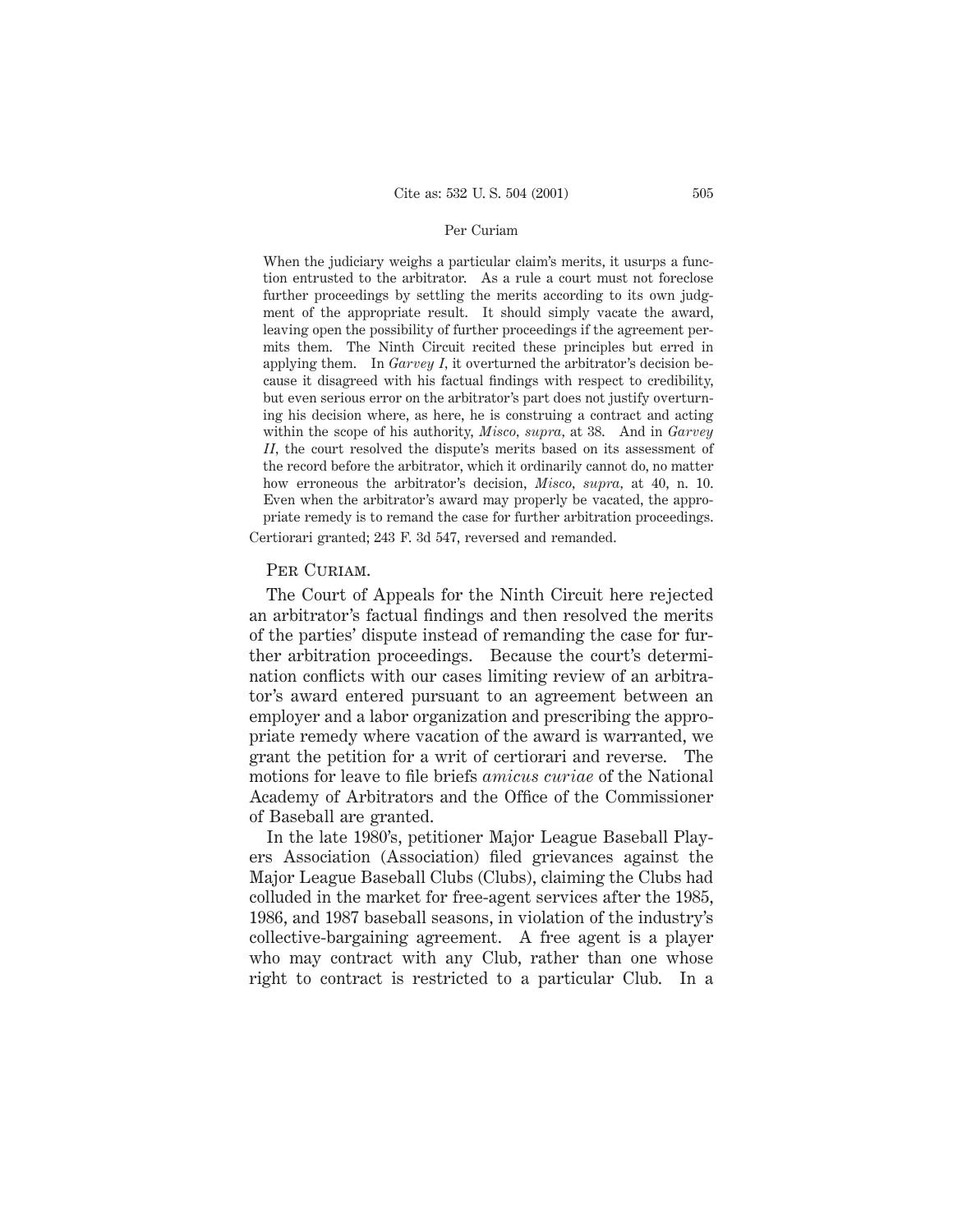When the judiciary weighs a particular claim's merits, it usurps a function entrusted to the arbitrator. As a rule a court must not foreclose further proceedings by settling the merits according to its own judgment of the appropriate result. It should simply vacate the award, leaving open the possibility of further proceedings if the agreement permits them. The Ninth Circuit recited these principles but erred in applying them. In *Garvey I*, it overturned the arbitrator's decision because it disagreed with his factual findings with respect to credibility, but even serious error on the arbitrator's part does not justify overturning his decision where, as here, he is construing a contract and acting within the scope of his authority, *Misco, supra*, at 38. And in *Garvey II*, the court resolved the dispute's merits based on its assessment of the record before the arbitrator, which it ordinarily cannot do, no matter how erroneous the arbitrator's decision, *Misco, supra*, at 40, n. 10. Even when the arbitrator's award may properly be vacated, the appropriate remedy is to remand the case for further arbitration proceedings.

Certiorari granted; 243 F. 3d 547, reversed and remanded.

Per Curiam.

The Court of Appeals for the Ninth Circuit here rejected an arbitrator's factual findings and then resolved the merits of the parties' dispute instead of remanding the case for further arbitration proceedings. Because the court's determination conflicts with our cases limiting review of an arbitrator's award entered pursuant to an agreement between an employer and a labor organization and prescribing the appropriate remedy where vacation of the award is warranted, we grant the petition for a writ of certiorari and reverse. The motions for leave to file briefs *amicus curiae* of the National Academy of Arbitrators and the Office of the Commissioner of Baseball are granted.

In the late 1980's, petitioner Major League Baseball Players Association (Association) filed grievances against the Major League Baseball Clubs (Clubs), claiming the Clubs had colluded in the market for free-agent services after the 1985, 1986, and 1987 baseball seasons, in violation of the industry's collective-bargaining agreement. A free agent is a player who may contract with any Club, rather than one whose right to contract is restricted to a particular Club. In a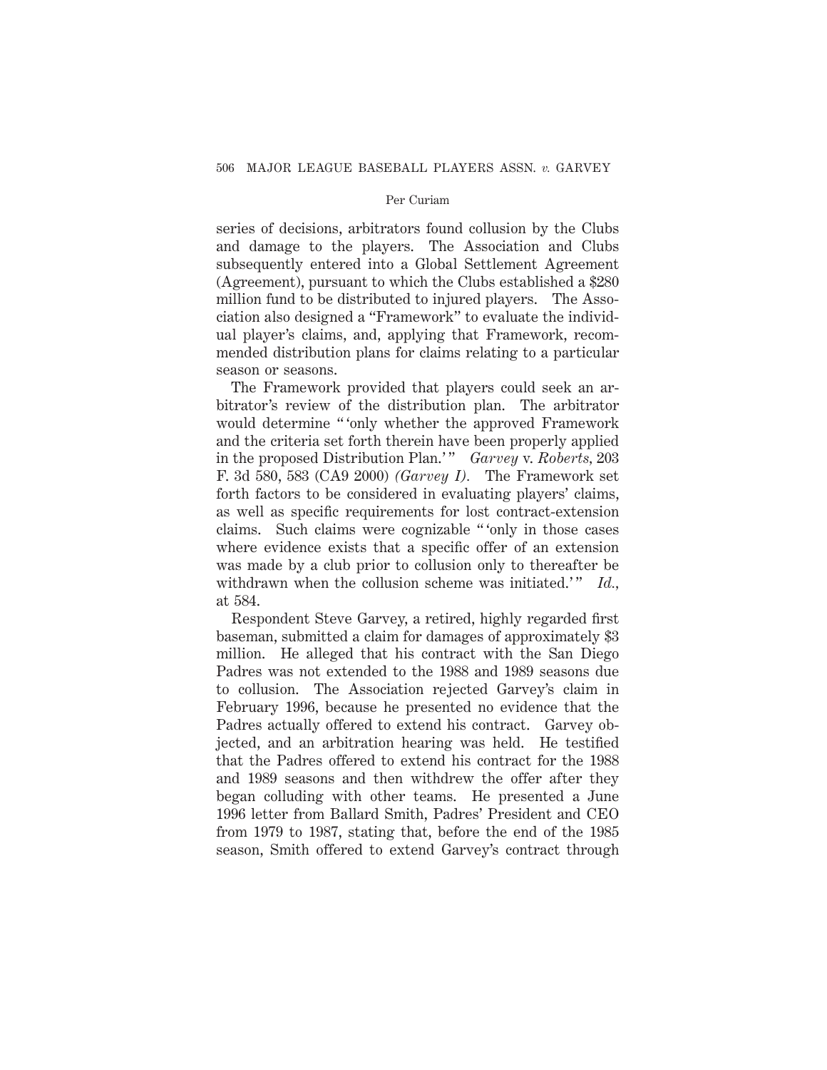series of decisions, arbitrators found collusion by the Clubs and damage to the players. The Association and Clubs subsequently entered into a Global Settlement Agreement (Agreement), pursuant to which the Clubs established a $280 million fund to be distributed to injured players. The Association also designed a "Framework" to evaluate the individual player's claims, and, applying that Framework, recommended distribution plans for claims relating to a particular season or seasons.

The Framework provided that players could seek an arbitrator's review of the distribution plan. The arbitrator would determine " 'only whether the approved Framework and the criteria set forth therein have been properly applied in the proposed Distribution Plan.' " *Garvey* v. *Roberts*, 203 F. 3d 580, 583 (CA9 2000) *(Garvey I)*. The Framework set forth factors to be considered in evaluating players' claims, as well as specific requirements for lost contract-extension claims. Such claims were cognizable " 'only in those cases where evidence exists that a specific offer of an extension was made by a club prior to collusion only to thereafter be withdrawn when the collusion scheme was initiated.' " *Id.*, at 584.

Respondent Steve Garvey, a retired, highly regarded first baseman, submitted a claim for damages of approximately $3 million. He alleged that his contract with the San Diego Padres was not extended to the 1988 and 1989 seasons due to collusion. The Association rejected Garvey's claim in February 1996, because he presented no evidence that the Padres actually offered to extend his contract. Garvey objected, and an arbitration hearing was held. He testified that the Padres offered to extend his contract for the 1988 and 1989 seasons and then withdrew the offer after they began colluding with other teams. He presented a June 1996 letter from Ballard Smith, Padres' President and CEO from 1979 to 1987, stating that, before the end of the 1985 season, Smith offered to extend Garvey's contract through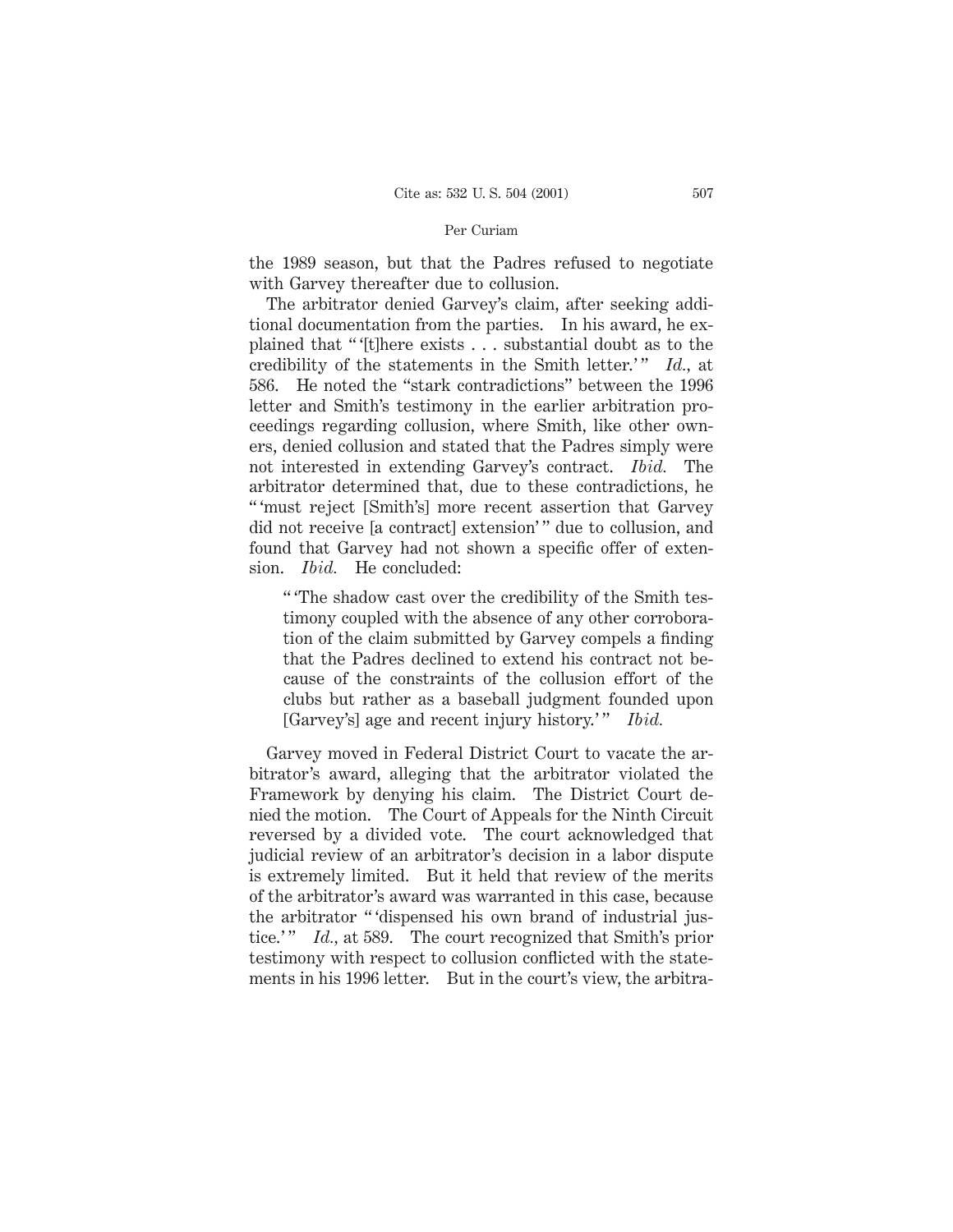the 1989 season, but that the Padres refused to negotiate with Garvey thereafter due to collusion.

The arbitrator denied Garvey's claim, after seeking additional documentation from the parties. In his award, he explained that "'[t]here exists . . . substantial doubt as to the credibility of the statements in the Smith letter.'" *Id.*, at 586. He noted the "stark contradictions" between the 1996 letter and Smith's testimony in the earlier arbitration proceedings regarding collusion, where Smith, like other owners, denied collusion and stated that the Padres simply were not interested in extending Garvey's contract. *Ibid.* The arbitrator determined that, due to these contradictions, he "'must reject [Smith's] more recent assertion that Garvey did not receive [a contract] extension'" due to collusion, and found that Garvey had not shown a specific offer of extension. *Ibid.* He concluded:

> "'The shadow cast over the credibility of the Smith testimony coupled with the absence of any other corroboration of the claim submitted by Garvey compels a finding that the Padres declined to extend his contract not because of the constraints of the collusion effort of the clubs but rather as a baseball judgment founded upon [Garvey's] age and recent injury history.'" *Ibid.*

Garvey moved in Federal District Court to vacate the arbitrator's award, alleging that the arbitrator violated the Framework by denying his claim. The District Court denied the motion. The Court of Appeals for the Ninth Circuit reversed by a divided vote. The court acknowledged that judicial review of an arbitrator's decision in a labor dispute is extremely limited. But it held that review of the merits of the arbitrator's award was warranted in this case, because the arbitrator "'dispensed his own brand of industrial justice.'" *Id.*, at 589. The court recognized that Smith's prior testimony with respect to collusion conflicted with the statements in his 1996 letter. But in the court's view, the arbitra-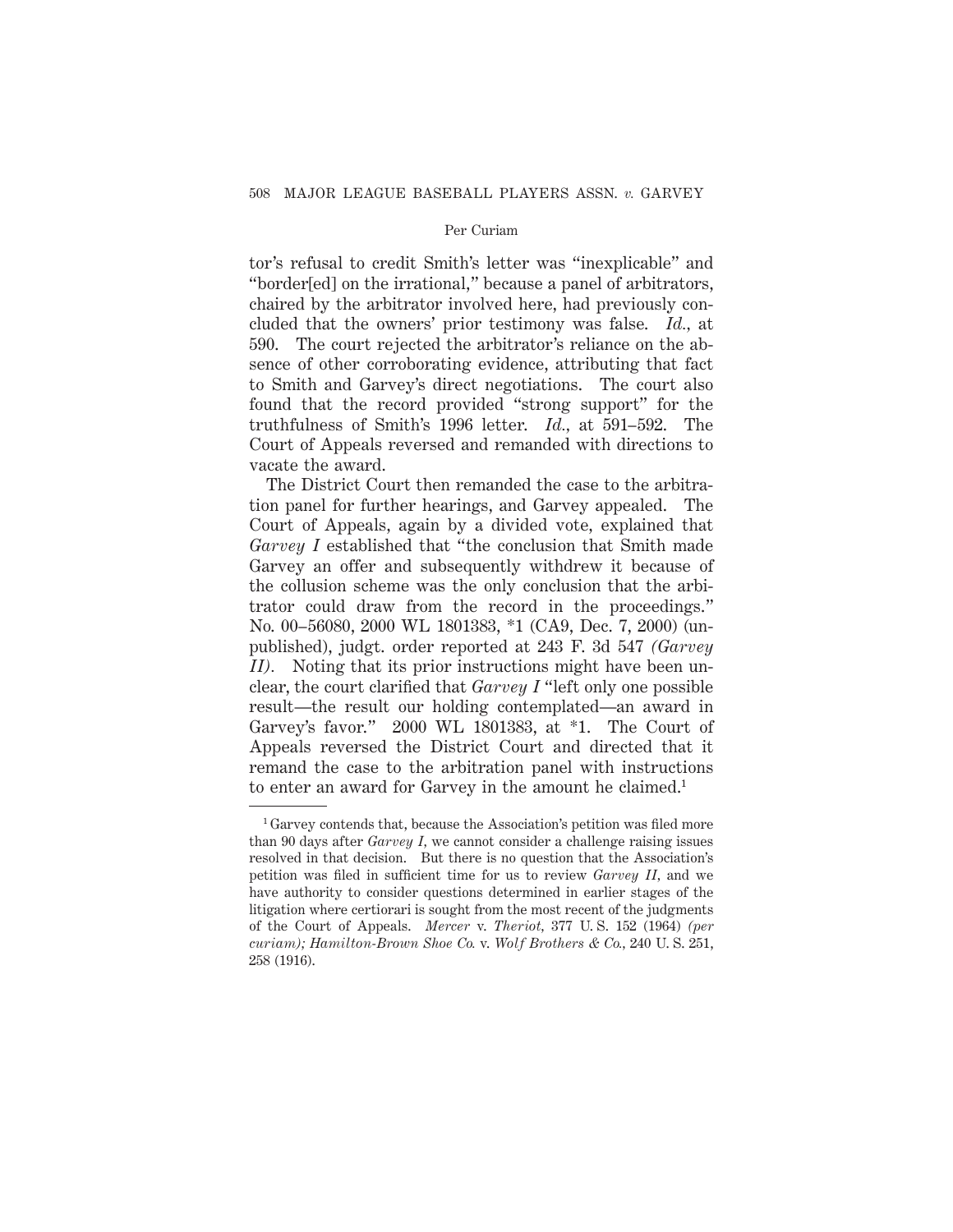tor's refusal to credit Smith's letter was "inexplicable" and "border[ed] on the irrational," because a panel of arbitrators, chaired by the arbitrator involved here, had previously concluded that the owners' prior testimony was false. *Id.*, at 590. The court rejected the arbitrator's reliance on the absence of other corroborating evidence, attributing that fact to Smith and Garvey's direct negotiations. The court also found that the record provided "strong support" for the truthfulness of Smith's 1996 letter. *Id.*, at 591–592. The Court of Appeals reversed and remanded with directions to vacate the award.

The District Court then remanded the case to the arbitration panel for further hearings, and Garvey appealed. The Court of Appeals, again by a divided vote, explained that *Garvey I* established that "the conclusion that Smith made Garvey an offer and subsequently withdrew it because of the collusion scheme was the only conclusion that the arbitrator could draw from the record in the proceedings." No. 00–56080, 2000 WL 1801383, \*1 (CA9, Dec. 7, 2000) (unpublished), judgt. order reported at 243 F. 3d 547 *(Garvey II)*. Noting that its prior instructions might have been unclear, the court clarified that *Garvey I* "left only one possible result—the result our holding contemplated—an award in Garvey's favor." 2000 WL 1801383, at \*1. The Court of Appeals reversed the District Court and directed that it remand the case to the arbitration panel with instructions to enter an award for Garvey in the amount he claimed.[1]

[1] Garvey contends that, because the Association's petition was filed more than 90 days after *Garvey I*, we cannot consider a challenge raising issues resolved in that decision. But there is no question that the Association's petition was filed in sufficient time for us to review *Garvey II*, and we have authority to consider questions determined in earlier stages of the litigation where certiorari is sought from the most recent of the judgments of the Court of Appeals. *Mercer* v. *Theriot*, 377 U. S. 152 (1964) *(per curiam)*; *Hamilton-Brown Shoe Co.* v. *Wolf Brothers & Co.*, 240 U. S. 251, 258 (1916).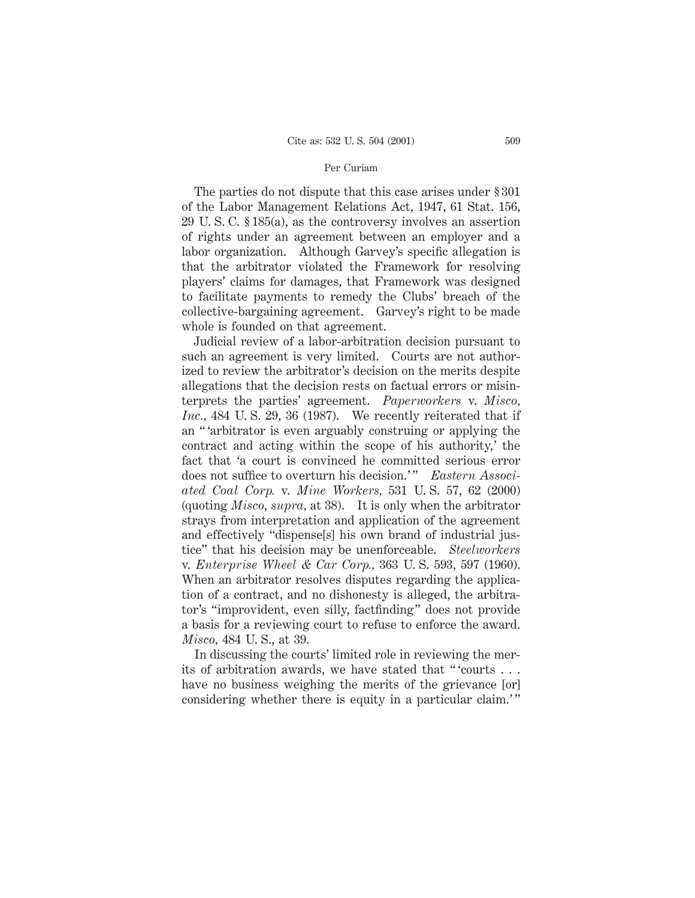The parties do not dispute that this case arises under § 301 of the Labor Management Relations Act, 1947, 61 Stat. 156, 29 U. S. C. § 185(a), as the controversy involves an assertion of rights under an agreement between an employer and a labor organization. Although Garvey's specific allegation is that the arbitrator violated the Framework for resolving players' claims for damages, that Framework was designed to facilitate payments to remedy the Clubs' breach of the collective-bargaining agreement. Garvey's right to be made whole is founded on that agreement.

Judicial review of a labor-arbitration decision pursuant to such an agreement is very limited. Courts are not authorized to review the arbitrator's decision on the merits despite allegations that the decision rests on factual errors or misinterprets the parties' agreement. *Paperworkers* v. *Misco, Inc.*, 484 U. S. 29, 36 (1987). We recently reiterated that if an " 'arbitrator is even arguably construing or applying the contract and acting within the scope of his authority,' the fact that 'a court is convinced he committed serious error does not suffice to overturn his decision.' " *Eastern Associated Coal Corp.* v. *Mine Workers*, 531 U. S. 57, 62 (2000) (quoting *Misco*, *supra*, at 38). It is only when the arbitrator strays from interpretation and application of the agreement and effectively "dispense[s] his own brand of industrial justice" that his decision may be unenforceable. *Steelworkers* v. *Enterprise Wheel & Car Corp.*, 363 U. S. 593, 597 (1960). When an arbitrator resolves disputes regarding the application of a contract, and no dishonesty is alleged, the arbitrator's "improvident, even silly, factfinding" does not provide a basis for a reviewing court to refuse to enforce the award. *Misco*, 484 U. S., at 39.

In discussing the courts' limited role in reviewing the merits of arbitration awards, we have stated that " 'courts . . . have no business weighing the merits of the grievance [or] considering whether there is equity in a particular claim.' "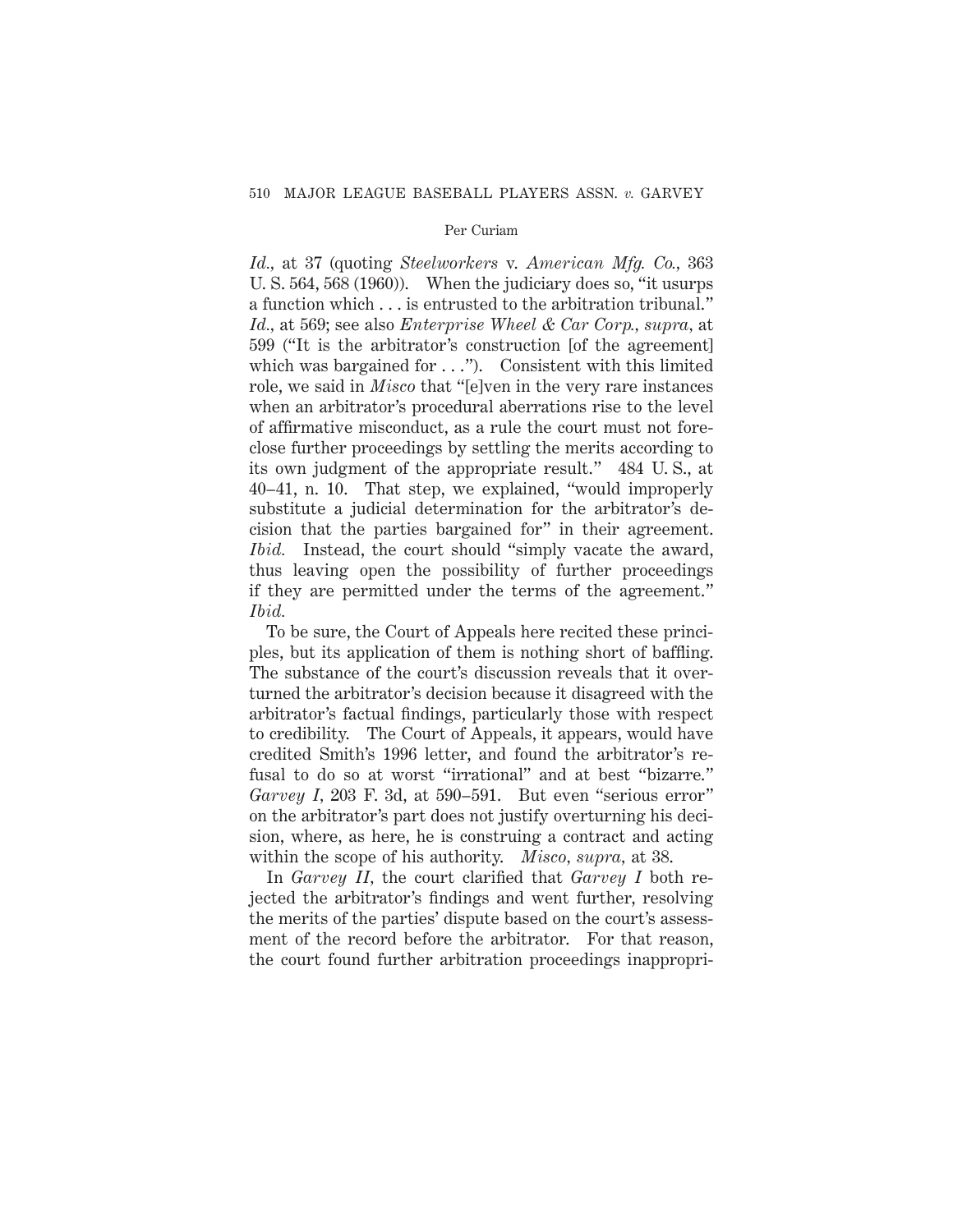*Id.*, at 37 (quoting *Steelworkers* v. *American Mfg. Co.*, 363 U. S. 564, 568 (1960)). When the judiciary does so, "it usurps a function which . . . is entrusted to the arbitration tribunal." *Id.*, at 569; see also *Enterprise Wheel & Car Corp.*, *supra*, at 599 ("It is the arbitrator's construction [of the agreement] which was bargained for . . ."). Consistent with this limited role, we said in *Misco* that "[e]ven in the very rare instances when an arbitrator's procedural aberrations rise to the level of affirmative misconduct, as a rule the court must not foreclose further proceedings by settling the merits according to its own judgment of the appropriate result." 484 U. S., at 40–41, n. 10. That step, we explained, "would improperly substitute a judicial determination for the arbitrator's decision that the parties bargained for" in their agreement. *Ibid.* Instead, the court should "simply vacate the award, thus leaving open the possibility of further proceedings if they are permitted under the terms of the agreement." *Ibid.*

To be sure, the Court of Appeals here recited these principles, but its application of them is nothing short of baffling. The substance of the court's discussion reveals that it overturned the arbitrator's decision because it disagreed with the arbitrator's factual findings, particularly those with respect to credibility. The Court of Appeals, it appears, would have credited Smith's 1996 letter, and found the arbitrator's refusal to do so at worst "irrational" and at best "bizarre." *Garvey I*, 203 F. 3d, at 590–591. But even "serious error" on the arbitrator's part does not justify overturning his decision, where, as here, he is construing a contract and acting within the scope of his authority. *Misco*, *supra*, at 38.

In *Garvey II*, the court clarified that *Garvey I* both rejected the arbitrator's findings and went further, resolving the merits of the parties' dispute based on the court's assessment of the record before the arbitrator. For that reason, the court found further arbitration proceedings inappropri-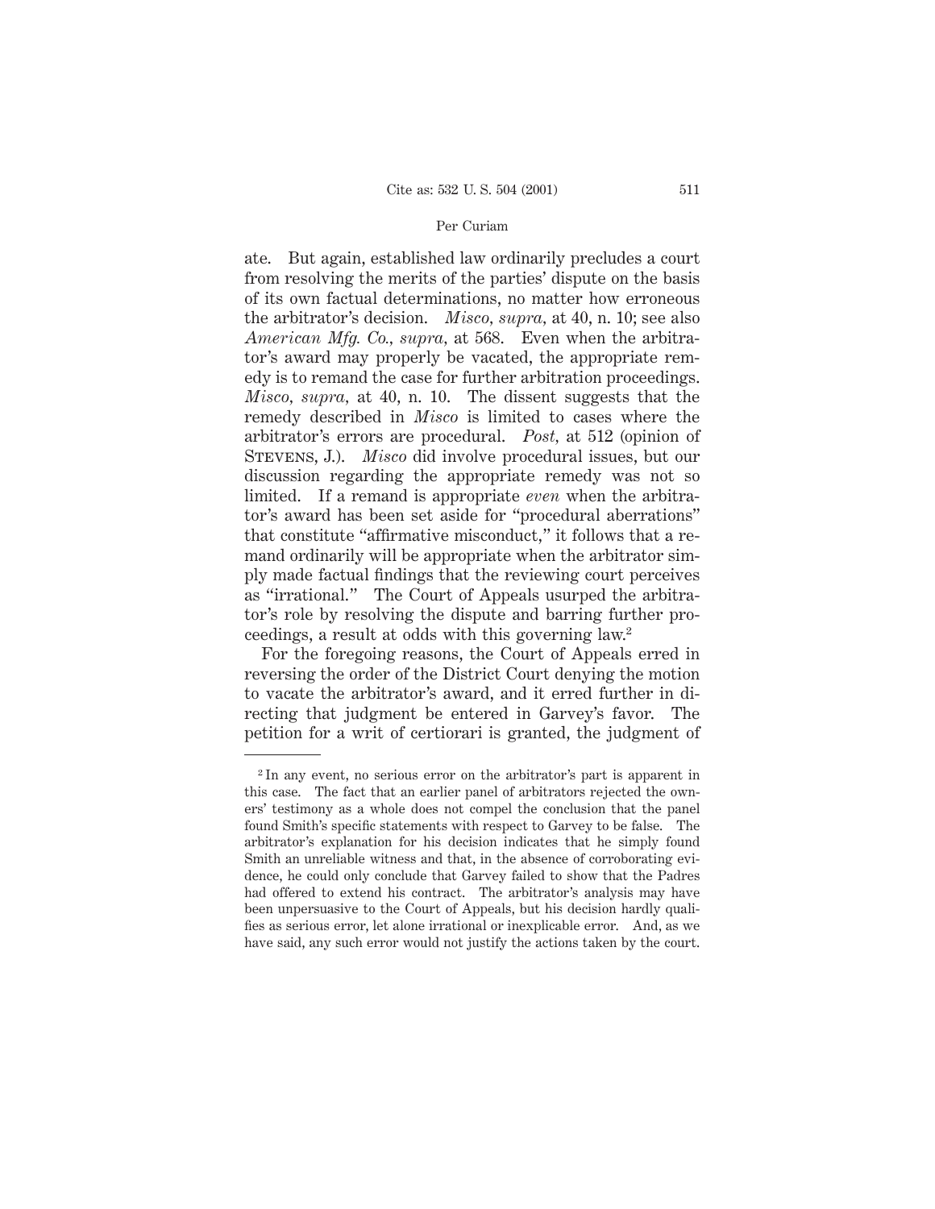ate. But again, established law ordinarily precludes a court from resolving the merits of the parties' dispute on the basis of its own factual determinations, no matter how erroneous the arbitrator's decision. *Misco*, *supra*, at 40, n. 10; see also *American Mfg. Co.*, *supra*, at 568. Even when the arbitrator's award may properly be vacated, the appropriate remedy is to remand the case for further arbitration proceedings. *Misco*, *supra*, at 40, n. 10. The dissent suggests that the remedy described in *Misco* is limited to cases where the arbitrator's errors are procedural. *Post*, at 512 (opinion of Stevens, J.). *Misco* did involve procedural issues, but our discussion regarding the appropriate remedy was not so limited. If a remand is appropriate *even* when the arbitrator's award has been set aside for "procedural aberrations" that constitute "affirmative misconduct," it follows that a remand ordinarily will be appropriate when the arbitrator simply made factual findings that the reviewing court perceives as "irrational." The Court of Appeals usurped the arbitrator's role by resolving the dispute and barring further proceedings, a result at odds with this governing law.[2]

For the foregoing reasons, the Court of Appeals erred in reversing the order of the District Court denying the motion to vacate the arbitrator's award, and it erred further in directing that judgment be entered in Garvey's favor. The petition for a writ of certiorari is granted, the judgment of

---

[2] In any event, no serious error on the arbitrator's part is apparent in this case. The fact that an earlier panel of arbitrators rejected the owners' testimony as a whole does not compel the conclusion that the panel found Smith's specific statements with respect to Garvey to be false. The arbitrator's explanation for his decision indicates that he simply found Smith an unreliable witness and that, in the absence of corroborating evidence, he could only conclude that Garvey failed to show that the Padres had offered to extend his contract. The arbitrator's analysis may have been unpersuasive to the Court of Appeals, but his decision hardly qualifies as serious error, let alone irrational or inexplicable error. And, as we have said, any such error would not justify the actions taken by the court.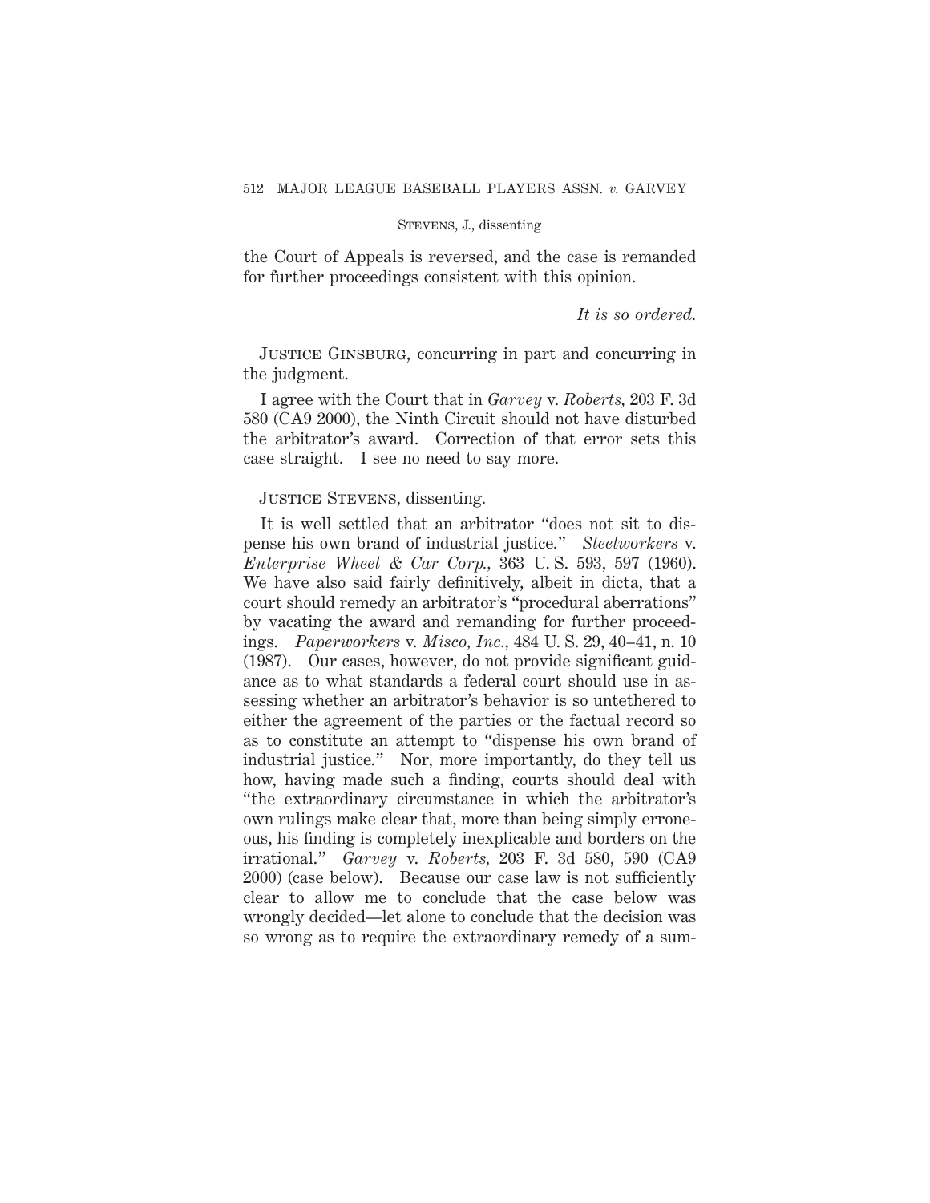the Court of Appeals is reversed, and the case is remanded for further proceedings consistent with this opinion.

*It is so ordered.*

Justice Ginsburg, concurring in part and concurring in the judgment.

I agree with the Court that in *Garvey* v. *Roberts,* 203 F. 3d 580 (CA9 2000), the Ninth Circuit should not have disturbed the arbitrator's award. Correction of that error sets this case straight. I see no need to say more.

Justice Stevens, dissenting.

It is well settled that an arbitrator "does not sit to dispense his own brand of industrial justice." *Steelworkers* v. *Enterprise Wheel & Car Corp.,* 363 U. S. 593, 597 (1960). We have also said fairly definitively, albeit in dicta, that a court should remedy an arbitrator's "procedural aberrations" by vacating the award and remanding for further proceedings. *Paperworkers* v. *Misco, Inc.,* 484 U. S. 29, 40–41, n. 10 (1987). Our cases, however, do not provide significant guidance as to what standards a federal court should use in assessing whether an arbitrator's behavior is so untethered to either the agreement of the parties or the factual record so as to constitute an attempt to "dispense his own brand of industrial justice." Nor, more importantly, do they tell us how, having made such a finding, courts should deal with "the extraordinary circumstance in which the arbitrator's own rulings make clear that, more than being simply erroneous, his finding is completely inexplicable and borders on the irrational." *Garvey* v. *Roberts,* 203 F. 3d 580, 590 (CA9 2000) (case below). Because our case law is not sufficiently clear to allow me to conclude that the case below was wrongly decided—let alone to conclude that the decision was so wrong as to require the extraordinary remedy of a sum-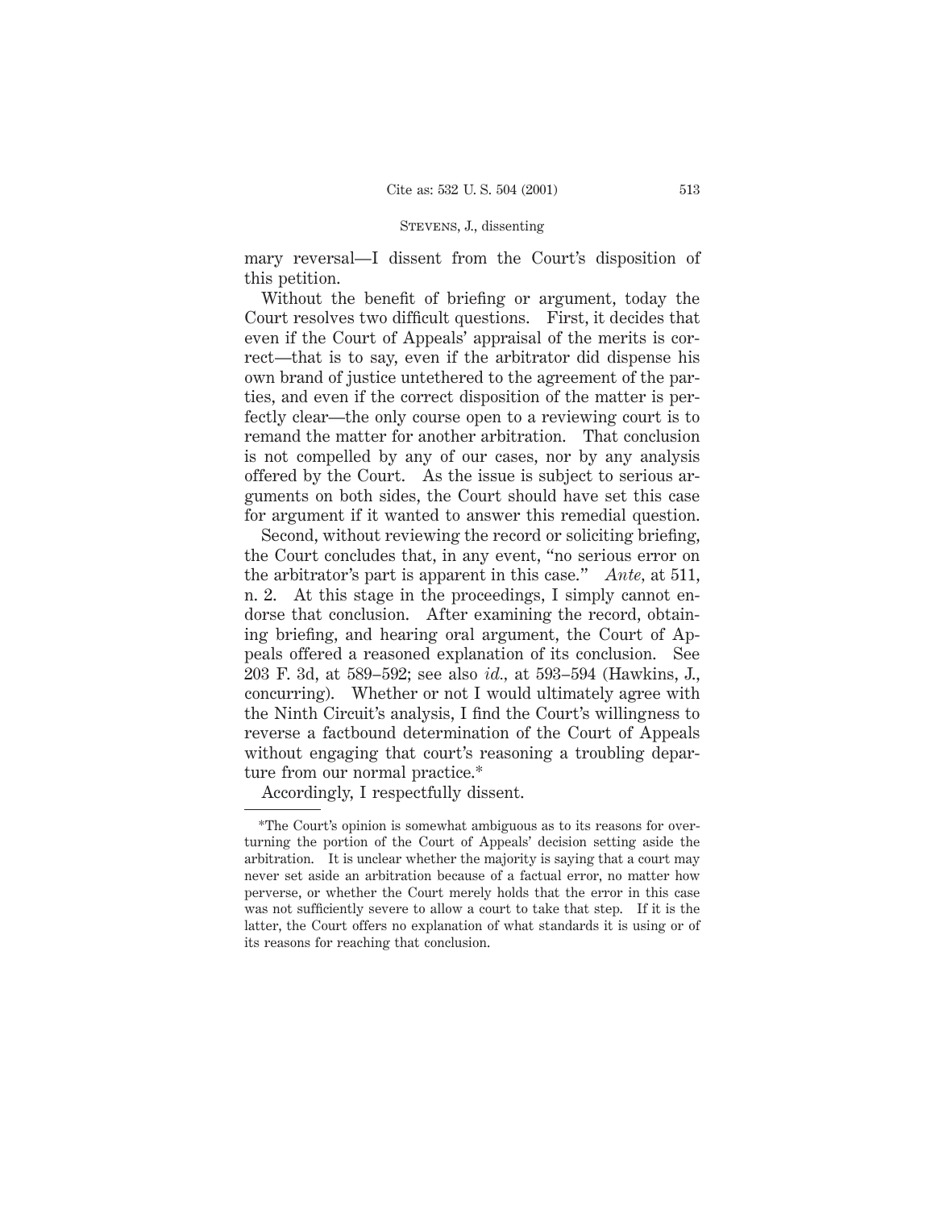mary reversal—I dissent from the Court's disposition of this petition.

Without the benefit of briefing or argument, today the Court resolves two difficult questions. First, it decides that even if the Court of Appeals' appraisal of the merits is correct—that is to say, even if the arbitrator did dispense his own brand of justice untethered to the agreement of the parties, and even if the correct disposition of the matter is perfectly clear—the only course open to a reviewing court is to remand the matter for another arbitration. That conclusion is not compelled by any of our cases, nor by any analysis offered by the Court. As the issue is subject to serious arguments on both sides, the Court should have set this case for argument if it wanted to answer this remedial question.

Second, without reviewing the record or soliciting briefing, the Court concludes that, in any event, "no serious error on the arbitrator's part is apparent in this case." *Ante,* at 511, n. 2. At this stage in the proceedings, I simply cannot endorse that conclusion. After examining the record, obtaining briefing, and hearing oral argument, the Court of Appeals offered a reasoned explanation of its conclusion. See 203 F. 3d, at 589–592; see also *id.,* at 593–594 (Hawkins, J., concurring). Whether or not I would ultimately agree with the Ninth Circuit's analysis, I find the Court's willingness to reverse a factbound determination of the Court of Appeals without engaging that court's reasoning a troubling departure from our normal practice.*

Accordingly, I respectfully dissent.

---

*The Court's opinion is somewhat ambiguous as to its reasons for overturning the portion of the Court of Appeals' decision setting aside the arbitration. It is unclear whether the majority is saying that a court may never set aside an arbitration because of a factual error, no matter how perverse, or whether the Court merely holds that the error in this case was not sufficiently severe to allow a court to take that step. If it is the latter, the Court offers no explanation of what standards it is using or of its reasons for reaching that conclusion.